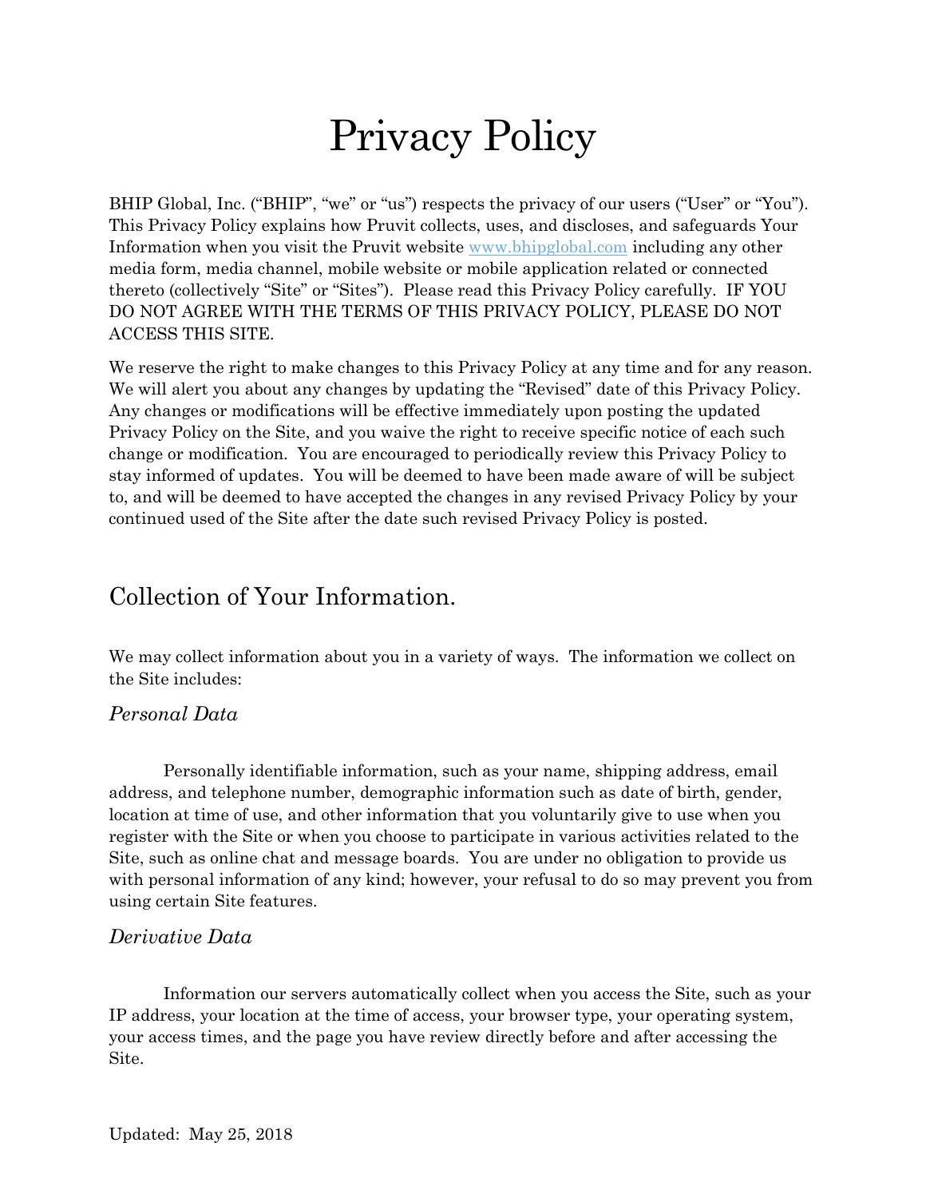# Privacy Policy

BHIP Global, Inc. ("BHIP", "we" or "us") respects the privacy of our users ("User" or "You"). This Privacy Policy explains how Pruvit collects, uses, and discloses, and safeguards Your Information when you visit the Pruvit website www.bhipglobal.com including any other media form, media channel, mobile website or mobile application related or connected thereto (collectively "Site" or "Sites"). Please read this Privacy Policy carefully. IF YOU DO NOT AGREE WITH THE TERMS OF THIS PRIVACY POLICY, PLEASE DO NOT ACCESS THIS SITE.

We reserve the right to make changes to this Privacy Policy at any time and for any reason. We will alert you about any changes by updating the "Revised" date of this Privacy Policy. Any changes or modifications will be effective immediately upon posting the updated Privacy Policy on the Site, and you waive the right to receive specific notice of each such change or modification. You are encouraged to periodically review this Privacy Policy to stay informed of updates. You will be deemed to have been made aware of will be subject to, and will be deemed to have accepted the changes in any revised Privacy Policy by your continued used of the Site after the date such revised Privacy Policy is posted.

## Collection of Your Information.

We may collect information about you in a variety of ways. The information we collect on the Site includes:

### *Personal Data*

Personally identifiable information, such as your name, shipping address, email address, and telephone number, demographic information such as date of birth, gender, location at time of use, and other information that you voluntarily give to use when you register with the Site or when you choose to participate in various activities related to the Site, such as online chat and message boards. You are under no obligation to provide us with personal information of any kind; however, your refusal to do so may prevent you from using certain Site features.

### *Derivative Data*

Information our servers automatically collect when you access the Site, such as your IP address, your location at the time of access, your browser type, your operating system, your access times, and the page you have review directly before and after accessing the Site.

Updated: May 25, 2018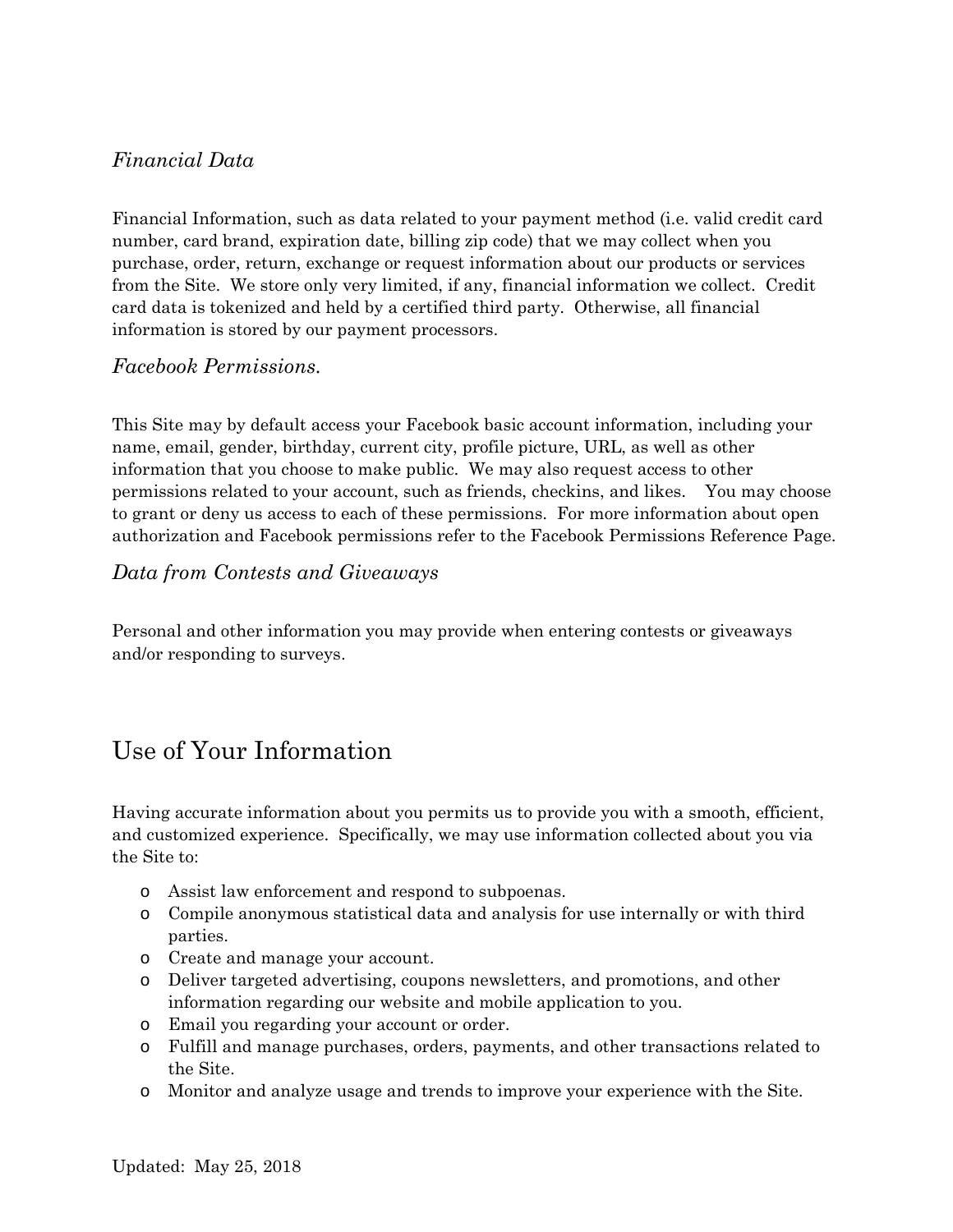### *Financial Data*

Financial Information, such as data related to your payment method (i.e. valid credit card number, card brand, expiration date, billing zip code) that we may collect when you purchase, order, return, exchange or request information about our products or services from the Site. We store only very limited, if any, financial information we collect. Credit card data is tokenized and held by a certified third party. Otherwise, all financial information is stored by our payment processors.

### *Facebook Permissions.*

This Site may by default access your Facebook basic account information, including your name, email, gender, birthday, current city, profile picture, URL, as well as other information that you choose to make public. We may also request access to other permissions related to your account, such as friends, checkins, and likes. You may choose to grant or deny us access to each of these permissions. For more information about open authorization and Facebook permissions refer to the Facebook Permissions Reference Page.

### *Data from Contests and Giveaways*

Personal and other information you may provide when entering contests or giveaways and/or responding to surveys.

## Use of Your Information

Having accurate information about you permits us to provide you with a smooth, efficient, and customized experience. Specifically, we may use information collected about you via the Site to:

- Assist law enforcement and respond to subpoenas.
- Compile anonymous statistical data and analysis for use internally or with third parties.
- Create and manage your account.
- Deliver targeted advertising, coupons newsletters, and promotions, and other information regarding our website and mobile application to you.
- Email you regarding your account or order.
- Fulfill and manage purchases, orders, payments, and other transactions related to the Site.
- Monitor and analyze usage and trends to improve your experience with the Site.

Updated: May 25, 2018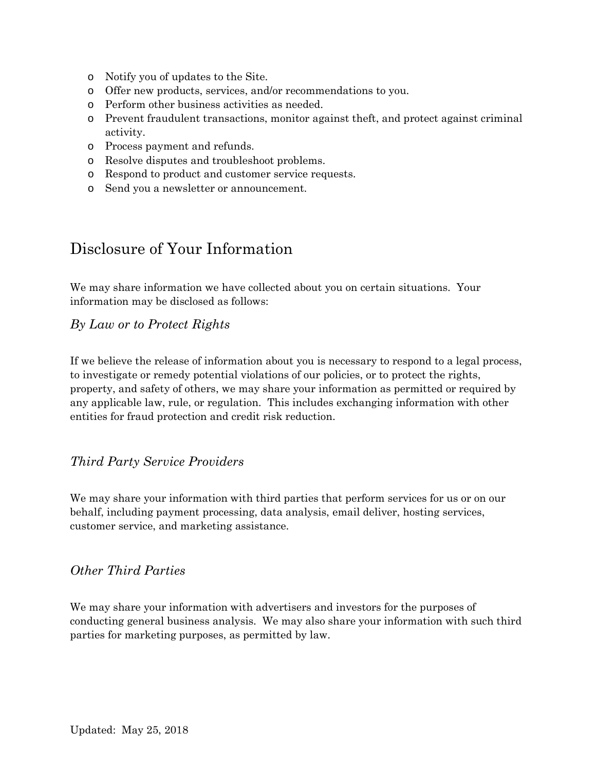- Notify you of updates to the Site.
- Offer new products, services, and/or recommendations to you.
- Perform other business activities as needed.
- Prevent fraudulent transactions, monitor against theft, and protect against criminal activity.
- Process payment and refunds.
- Resolve disputes and troubleshoot problems.
- Respond to product and customer service requests.
- Send you a newsletter or announcement.

## Disclosure of Your Information

We may share information we have collected about you on certain situations. Your information may be disclosed as follows:

### *By Law or to Protect Rights*

If we believe the release of information about you is necessary to respond to a legal process, to investigate or remedy potential violations of our policies, or to protect the rights, property, and safety of others, we may share your information as permitted or required by any applicable law, rule, or regulation. This includes exchanging information with other entities for fraud protection and credit risk reduction.

### *Third Party Service Providers*

We may share your information with third parties that perform services for us or on our behalf, including payment processing, data analysis, email deliver, hosting services, customer service, and marketing assistance.

### *Other Third Parties*

We may share your information with advertisers and investors for the purposes of conducting general business analysis. We may also share your information with such third parties for marketing purposes, as permitted by law.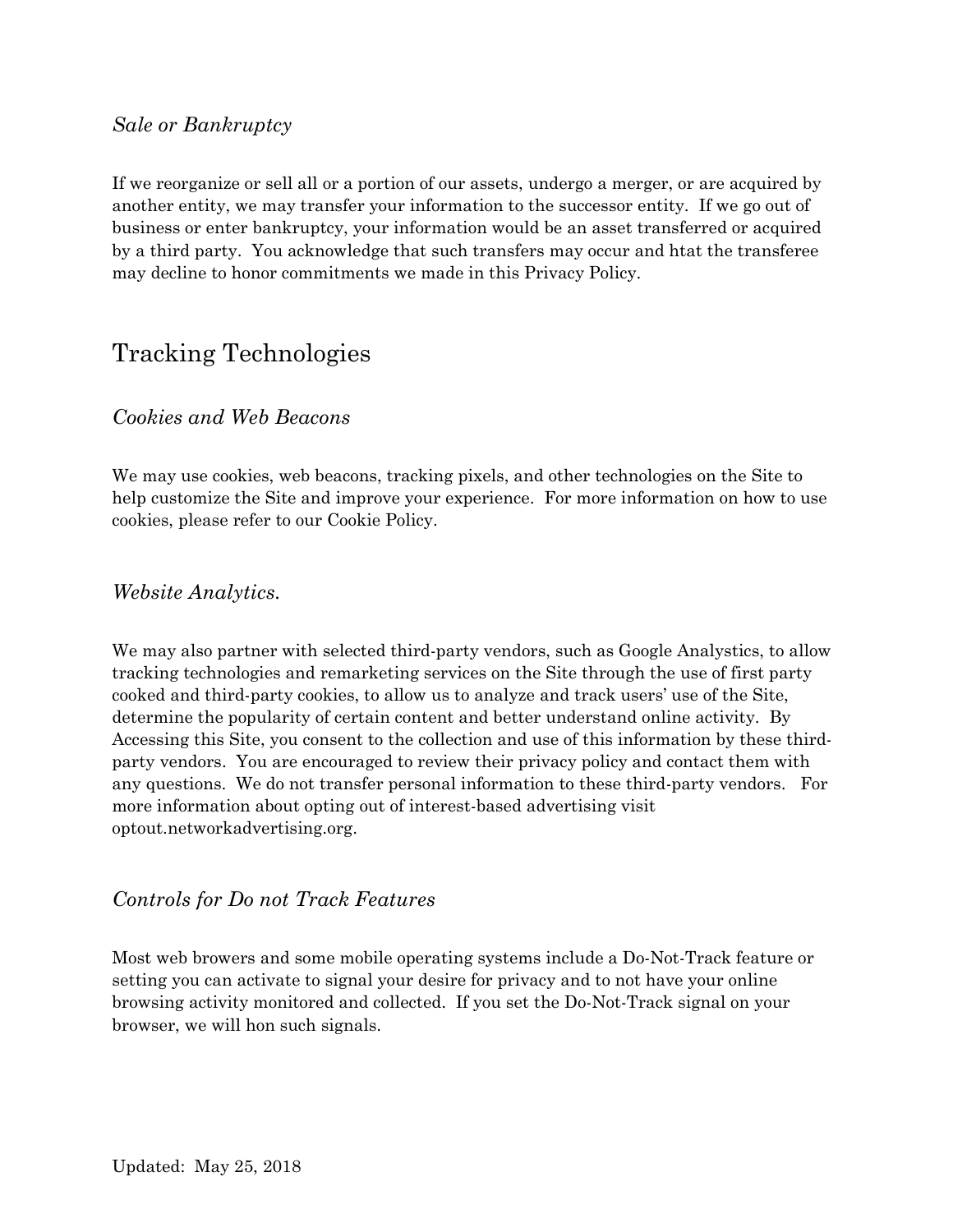### *Sale or Bankruptcy*

If we reorganize or sell all or a portion of our assets, undergo a merger, or are acquired by another entity, we may transfer your information to the successor entity. If we go out of business or enter bankruptcy, your information would be an asset transferred or acquired by a third party. You acknowledge that such transfers may occur and htat the transferee may decline to honor commitments we made in this Privacy Policy.

## Tracking Technologies

### *Cookies and Web Beacons*

We may use cookies, web beacons, tracking pixels, and other technologies on the Site to help customize the Site and improve your experience. For more information on how to use cookies, please refer to our Cookie Policy.

### *Website Analytics.*

We may also partner with selected third-party vendors, such as Google Analystics, to allow tracking technologies and remarketing services on the Site through the use of first party cooked and third-party cookies, to allow us to analyze and track users' use of the Site, determine the popularity of certain content and better understand online activity. By Accessing this Site, you consent to the collection and use of this information by these third-party vendors. You are encouraged to review their privacy policy and contact them with any questions. We do not transfer personal information to these third-party vendors. For more information about opting out of interest-based advertising visit optout.networkadvertising.org.

### *Controls for Do not Track Features*

Most web browers and some mobile operating systems include a Do-Not-Track feature or setting you can activate to signal your desire for privacy and to not have your online browsing activity monitored and collected. If you set the Do-Not-Track signal on your browser, we will hon such signals.

Updated: May 25, 2018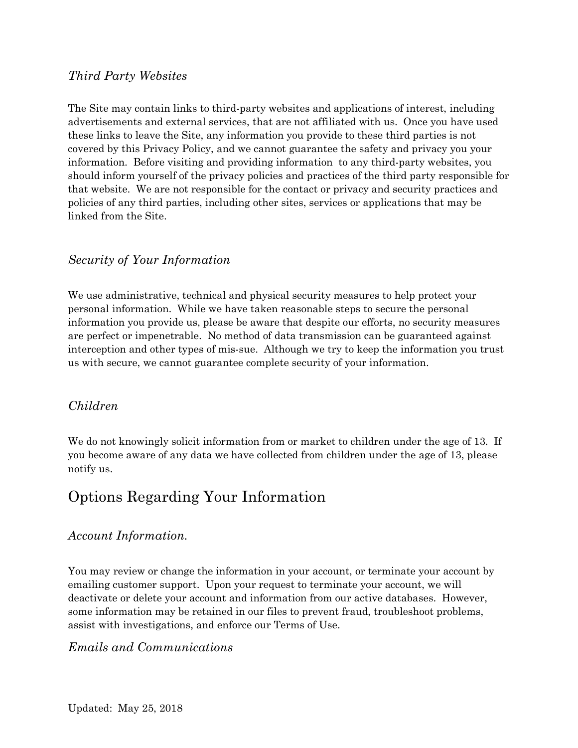### *Third Party Websites*

The Site may contain links to third-party websites and applications of interest, including advertisements and external services, that are not affiliated with us. Once you have used these links to leave the Site, any information you provide to these third parties is not covered by this Privacy Policy, and we cannot guarantee the safety and privacy you your information. Before visiting and providing information to any third-party websites, you should inform yourself of the privacy policies and practices of the third party responsible for that website. We are not responsible for the contact or privacy and security practices and policies of any third parties, including other sites, services or applications that may be linked from the Site.

### *Security of Your Information*

We use administrative, technical and physical security measures to help protect your personal information. While we have taken reasonable steps to secure the personal information you provide us, please be aware that despite our efforts, no security measures are perfect or impenetrable. No method of data transmission can be guaranteed against interception and other types of mis-sue. Although we try to keep the information you trust us with secure, we cannot guarantee complete security of your information.

### *Children*

We do not knowingly solicit information from or market to children under the age of 13. If you become aware of any data we have collected from children under the age of 13, please notify us.

## Options Regarding Your Information

### *Account Information.*

You may review or change the information in your account, or terminate your account by emailing customer support. Upon your request to terminate your account, we will deactivate or delete your account and information from our active databases. However, some information may be retained in our files to prevent fraud, troubleshoot problems, assist with investigations, and enforce our Terms of Use.

### *Emails and Communications*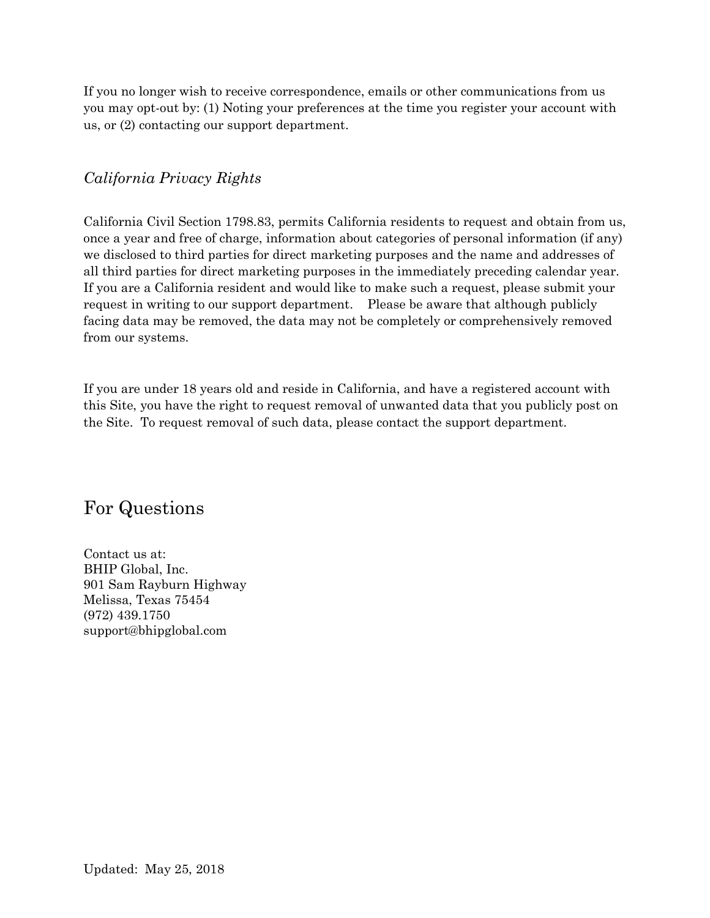If you no longer wish to receive correspondence, emails or other communications from us you may opt-out by: (1) Noting your preferences at the time you register your account with us, or (2) contacting our support department.

### *California Privacy Rights*

California Civil Section 1798.83, permits California residents to request and obtain from us, once a year and free of charge, information about categories of personal information (if any) we disclosed to third parties for direct marketing purposes and the name and addresses of all third parties for direct marketing purposes in the immediately preceding calendar year. If you are a California resident and would like to make such a request, please submit your request in writing to our support department. Please be aware that although publicly facing data may be removed, the data may not be completely or comprehensively removed from our systems.

If you are under 18 years old and reside in California, and have a registered account with this Site, you have the right to request removal of unwanted data that you publicly post on the Site. To request removal of such data, please contact the support department.

## For Questions

Contact us at:
BHIP Global, Inc.
901 Sam Rayburn Highway
Melissa, Texas 75454
(972) 439.1750
support@bhipglobal.com

Updated: May 25, 2018